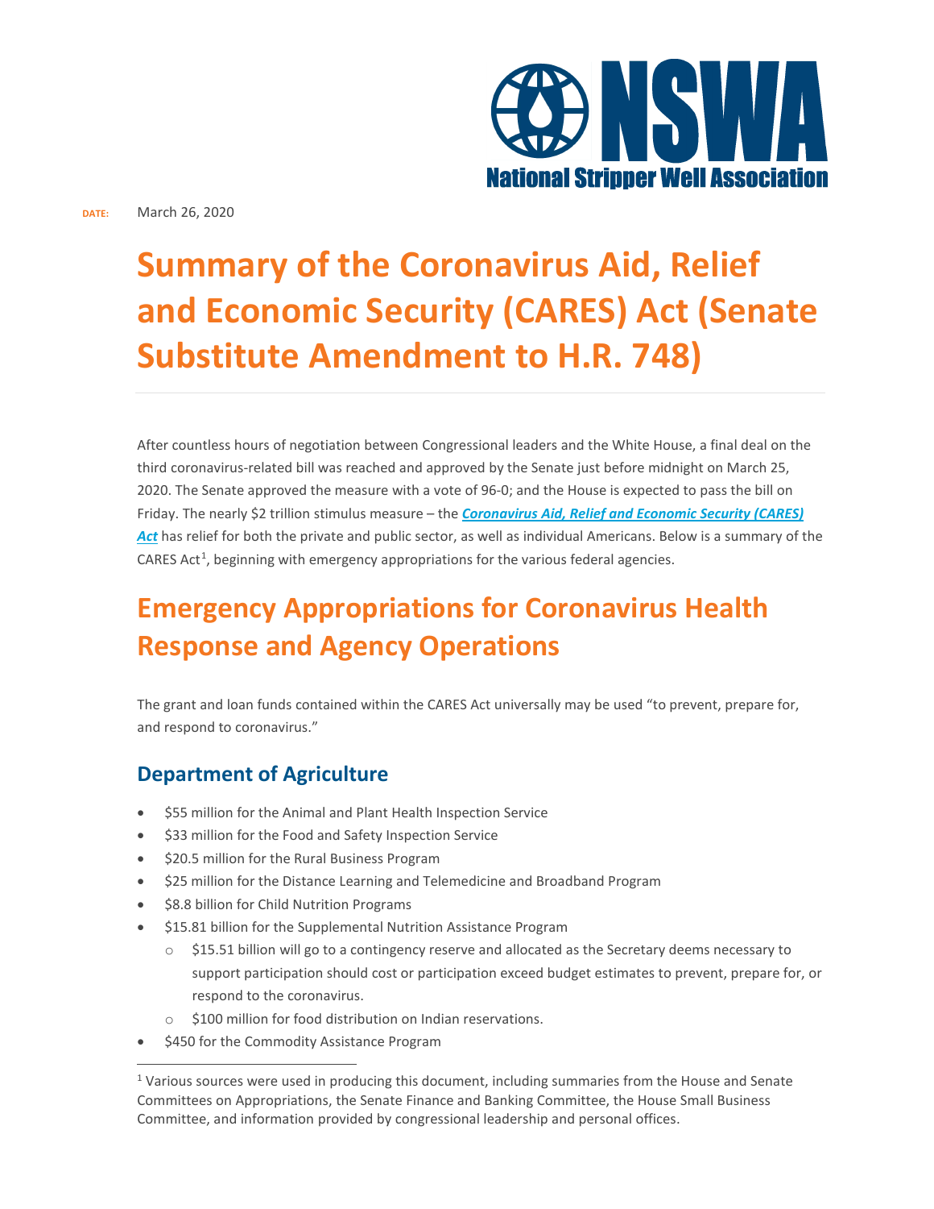**DATE:** March 26, 2020

# Summary of the Coronavirus Aid, Relief and Economic Security (CARES) Act (Senate Substitute Amendment to H.R. 748)

After countless hours of negotiation between Congressional leaders and the White House, a final deal on the third coronavirus-related bill was reached and approved by the Senate just before midnight on March 25, 2020. The Senate approved the measure with a vote of 96-0; and the House is expected to pass the bill on Friday. The nearly $2 trillion stimulus measure – the ***Coronavirus Aid, Relief and Economic Security (CARES) Act*** has relief for both the private and public sector, as well as individual Americans. Below is a summary of the CARES Act[1], beginning with emergency appropriations for the various federal agencies.

## Emergency Appropriations for Coronavirus Health Response and Agency Operations

The grant and loan funds contained within the CARES Act universally may be used "to prevent, prepare for, and respond to coronavirus."

### Department of Agriculture

- $55 million for the Animal and Plant Health Inspection Service
- $33 million for the Food and Safety Inspection Service
- $20.5 million for the Rural Business Program
- $25 million for the Distance Learning and Telemedicine and Broadband Program
- $8.8 billion for Child Nutrition Programs
- $15.81 billion for the Supplemental Nutrition Assistance Program
  - $15.51 billion will go to a contingency reserve and allocated as the Secretary deems necessary to support participation should cost or participation exceed budget estimates to prevent, prepare for, or respond to the coronavirus.
  - $100 million for food distribution on Indian reservations.
- $450 for the Commodity Assistance Program

[1] Various sources were used in producing this document, including summaries from the House and Senate Committees on Appropriations, the Senate Finance and Banking Committee, the House Small Business Committee, and information provided by congressional leadership and personal offices.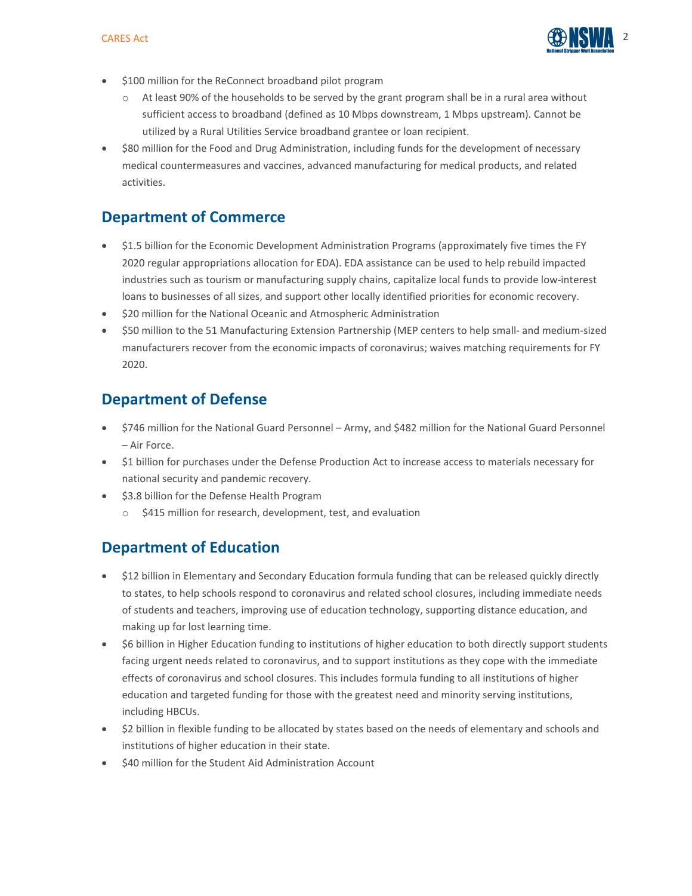- $100 million for the ReConnect broadband pilot program
  - At least 90% of the households to be served by the grant program shall be in a rural area without sufficient access to broadband (defined as 10 Mbps downstream, 1 Mbps upstream). Cannot be utilized by a Rural Utilities Service broadband grantee or loan recipient.
- $80 million for the Food and Drug Administration, including funds for the development of necessary medical countermeasures and vaccines, advanced manufacturing for medical products, and related activities.

## Department of Commerce

- $1.5 billion for the Economic Development Administration Programs (approximately five times the FY 2020 regular appropriations allocation for EDA). EDA assistance can be used to help rebuild impacted industries such as tourism or manufacturing supply chains, capitalize local funds to provide low-interest loans to businesses of all sizes, and support other locally identified priorities for economic recovery.
- $20 million for the National Oceanic and Atmospheric Administration
- $50 million to the 51 Manufacturing Extension Partnership (MEP centers to help small- and medium-sized manufacturers recover from the economic impacts of coronavirus; waives matching requirements for FY 2020.

## Department of Defense

- $746 million for the National Guard Personnel – Army, and $482 million for the National Guard Personnel – Air Force.
- $1 billion for purchases under the Defense Production Act to increase access to materials necessary for national security and pandemic recovery.
- $3.8 billion for the Defense Health Program
  - $415 million for research, development, test, and evaluation

## Department of Education

- $12 billion in Elementary and Secondary Education formula funding that can be released quickly directly to states, to help schools respond to coronavirus and related school closures, including immediate needs of students and teachers, improving use of education technology, supporting distance education, and making up for lost learning time.
- $6 billion in Higher Education funding to institutions of higher education to both directly support students facing urgent needs related to coronavirus, and to support institutions as they cope with the immediate effects of coronavirus and school closures. This includes formula funding to all institutions of higher education and targeted funding for those with the greatest need and minority serving institutions, including HBCUs.
- $2 billion in flexible funding to be allocated by states based on the needs of elementary and schools and institutions of higher education in their state.
- $40 million for the Student Aid Administration Account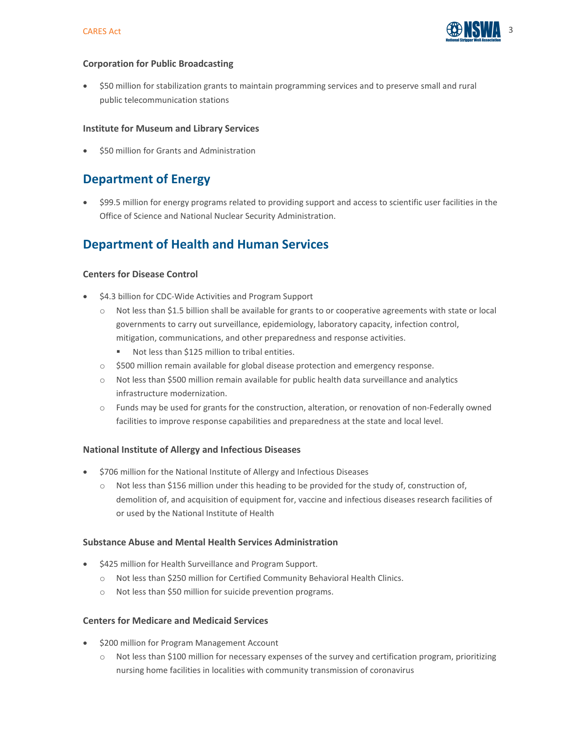### Corporation for Public Broadcasting

- $50 million for stabilization grants to maintain programming services and to preserve small and rural public telecommunication stations

### Institute for Museum and Library Services

- $50 million for Grants and Administration

## Department of Energy

- $99.5 million for energy programs related to providing support and access to scientific user facilities in the Office of Science and National Nuclear Security Administration.

## Department of Health and Human Services

### Centers for Disease Control

- $4.3 billion for CDC-Wide Activities and Program Support
  - Not less than $1.5 billion shall be available for grants to or cooperative agreements with state or local governments to carry out surveillance, epidemiology, laboratory capacity, infection control, mitigation, communications, and other preparedness and response activities.
    - Not less than $125 million to tribal entities.
  - $500 million remain available for global disease protection and emergency response.
  - Not less than $500 million remain available for public health data surveillance and analytics infrastructure modernization.
  - Funds may be used for grants for the construction, alteration, or renovation of non-Federally owned facilities to improve response capabilities and preparedness at the state and local level.

### National Institute of Allergy and Infectious Diseases

- $706 million for the National Institute of Allergy and Infectious Diseases
  - Not less than $156 million under this heading to be provided for the study of, construction of, demolition of, and acquisition of equipment for, vaccine and infectious diseases research facilities of or used by the National Institute of Health

### Substance Abuse and Mental Health Services Administration

- $425 million for Health Surveillance and Program Support.
  - Not less than $250 million for Certified Community Behavioral Health Clinics.
  - Not less than $50 million for suicide prevention programs.

### Centers for Medicare and Medicaid Services

- $200 million for Program Management Account
  - Not less than $100 million for necessary expenses of the survey and certification program, prioritizing nursing home facilities in localities with community transmission of coronavirus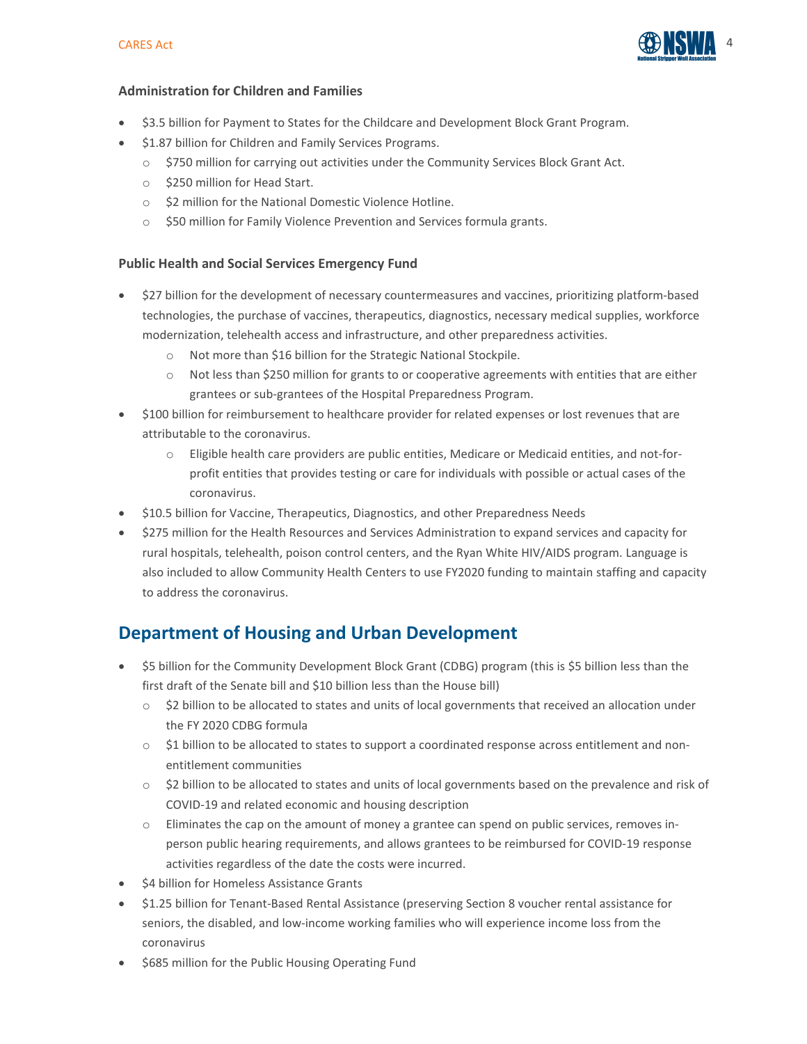### Administration for Children and Families

- $3.5 billion for Payment to States for the Childcare and Development Block Grant Program.
- $1.87 billion for Children and Family Services Programs.
    - $750 million for carrying out activities under the Community Services Block Grant Act.
    - $250 million for Head Start.
    - $2 million for the National Domestic Violence Hotline.
    - $50 million for Family Violence Prevention and Services formula grants.

### Public Health and Social Services Emergency Fund

- $27 billion for the development of necessary countermeasures and vaccines, prioritizing platform-based technologies, the purchase of vaccines, therapeutics, diagnostics, necessary medical supplies, workforce modernization, telehealth access and infrastructure, and other preparedness activities.
    - Not more than $16 billion for the Strategic National Stockpile.
    - Not less than $250 million for grants to or cooperative agreements with entities that are either grantees or sub-grantees of the Hospital Preparedness Program.
- $100 billion for reimbursement to healthcare provider for related expenses or lost revenues that are attributable to the coronavirus.
    - Eligible health care providers are public entities, Medicare or Medicaid entities, and not-for-profit entities that provides testing or care for individuals with possible or actual cases of the coronavirus.
- $10.5 billion for Vaccine, Therapeutics, Diagnostics, and other Preparedness Needs
- $275 million for the Health Resources and Services Administration to expand services and capacity for rural hospitals, telehealth, poison control centers, and the Ryan White HIV/AIDS program. Language is also included to allow Community Health Centers to use FY2020 funding to maintain staffing and capacity to address the coronavirus.

## Department of Housing and Urban Development

- $5 billion for the Community Development Block Grant (CDBG) program (this is $5 billion less than the first draft of the Senate bill and $10 billion less than the House bill)
    - $2 billion to be allocated to states and units of local governments that received an allocation under the FY 2020 CDBG formula
    - $1 billion to be allocated to states to support a coordinated response across entitlement and non-entitlement communities
    - $2 billion to be allocated to states and units of local governments based on the prevalence and risk of COVID-19 and related economic and housing description
    - Eliminates the cap on the amount of money a grantee can spend on public services, removes in-person public hearing requirements, and allows grantees to be reimbursed for COVID-19 response activities regardless of the date the costs were incurred.
- $4 billion for Homeless Assistance Grants
- $1.25 billion for Tenant-Based Rental Assistance (preserving Section 8 voucher rental assistance for seniors, the disabled, and low-income working families who will experience income loss from the coronavirus
- $685 million for the Public Housing Operating Fund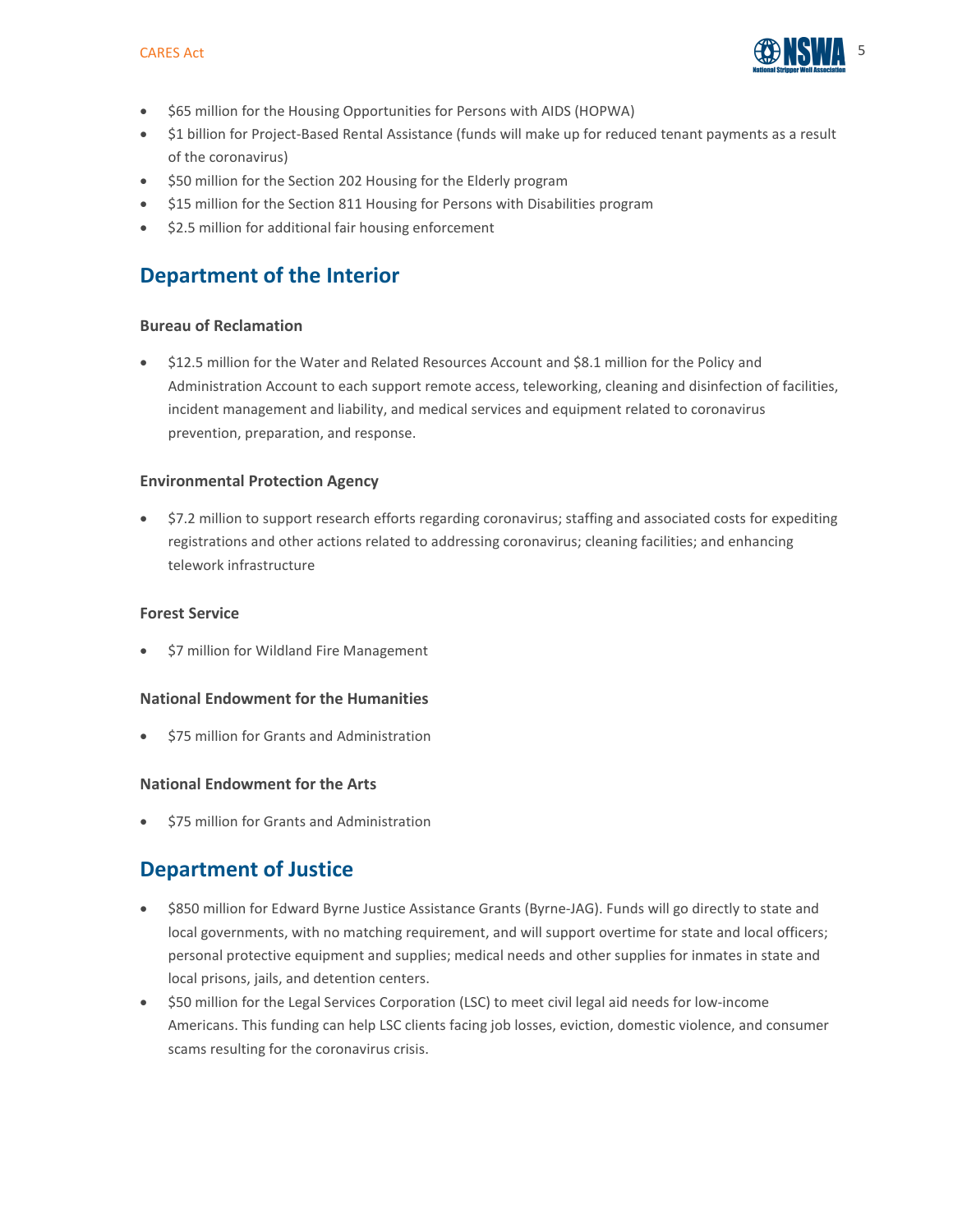- $65 million for the Housing Opportunities for Persons with AIDS (HOPWA)
- $1 billion for Project-Based Rental Assistance (funds will make up for reduced tenant payments as a result of the coronavirus)
- $50 million for the Section 202 Housing for the Elderly program
- $15 million for the Section 811 Housing for Persons with Disabilities program
- $2.5 million for additional fair housing enforcement

## Department of the Interior

**Bureau of Reclamation**

- $12.5 million for the Water and Related Resources Account and $8.1 million for the Policy and Administration Account to each support remote access, teleworking, cleaning and disinfection of facilities, incident management and liability, and medical services and equipment related to coronavirus prevention, preparation, and response.

**Environmental Protection Agency**

- $7.2 million to support research efforts regarding coronavirus; staffing and associated costs for expediting registrations and other actions related to addressing coronavirus; cleaning facilities; and enhancing telework infrastructure

**Forest Service**

- $7 million for Wildland Fire Management

**National Endowment for the Humanities**

- $75 million for Grants and Administration

**National Endowment for the Arts**

- $75 million for Grants and Administration

## Department of Justice

- $850 million for Edward Byrne Justice Assistance Grants (Byrne-JAG). Funds will go directly to state and local governments, with no matching requirement, and will support overtime for state and local officers; personal protective equipment and supplies; medical needs and other supplies for inmates in state and local prisons, jails, and detention centers.
- $50 million for the Legal Services Corporation (LSC) to meet civil legal aid needs for low-income Americans. This funding can help LSC clients facing job losses, eviction, domestic violence, and consumer scams resulting for the coronavirus crisis.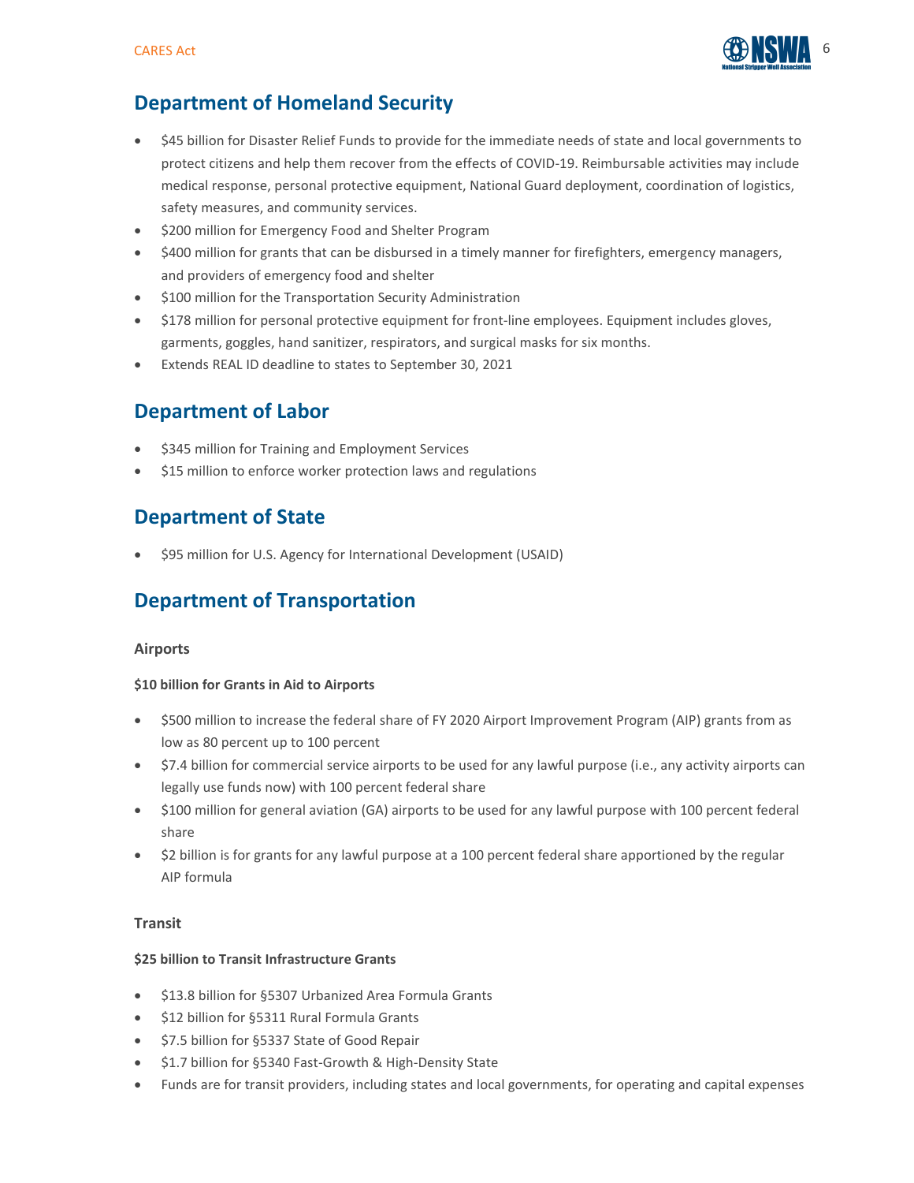## Department of Homeland Security

- $45 billion for Disaster Relief Funds to provide for the immediate needs of state and local governments to protect citizens and help them recover from the effects of COVID-19. Reimbursable activities may include medical response, personal protective equipment, National Guard deployment, coordination of logistics, safety measures, and community services.
- $200 million for Emergency Food and Shelter Program
- $400 million for grants that can be disbursed in a timely manner for firefighters, emergency managers, and providers of emergency food and shelter
- $100 million for the Transportation Security Administration
- $178 million for personal protective equipment for front-line employees. Equipment includes gloves, garments, goggles, hand sanitizer, respirators, and surgical masks for six months.
- Extends REAL ID deadline to states to September 30, 2021

## Department of Labor

- $345 million for Training and Employment Services
- $15 million to enforce worker protection laws and regulations

## Department of State

- $95 million for U.S. Agency for International Development (USAID)

## Department of Transportation

### Airports

**$10 billion for Grants in Aid to Airports**

- $500 million to increase the federal share of FY 2020 Airport Improvement Program (AIP) grants from as low as 80 percent up to 100 percent
- $7.4 billion for commercial service airports to be used for any lawful purpose (i.e., any activity airports can legally use funds now) with 100 percent federal share
- $100 million for general aviation (GA) airports to be used for any lawful purpose with 100 percent federal share
- $2 billion is for grants for any lawful purpose at a 100 percent federal share apportioned by the regular AIP formula

### Transit

**$25 billion to Transit Infrastructure Grants**

- $13.8 billion for §5307 Urbanized Area Formula Grants
- $12 billion for §5311 Rural Formula Grants
- $7.5 billion for §5337 State of Good Repair
- $1.7 billion for §5340 Fast-Growth & High-Density State
- Funds are for transit providers, including states and local governments, for operating and capital expenses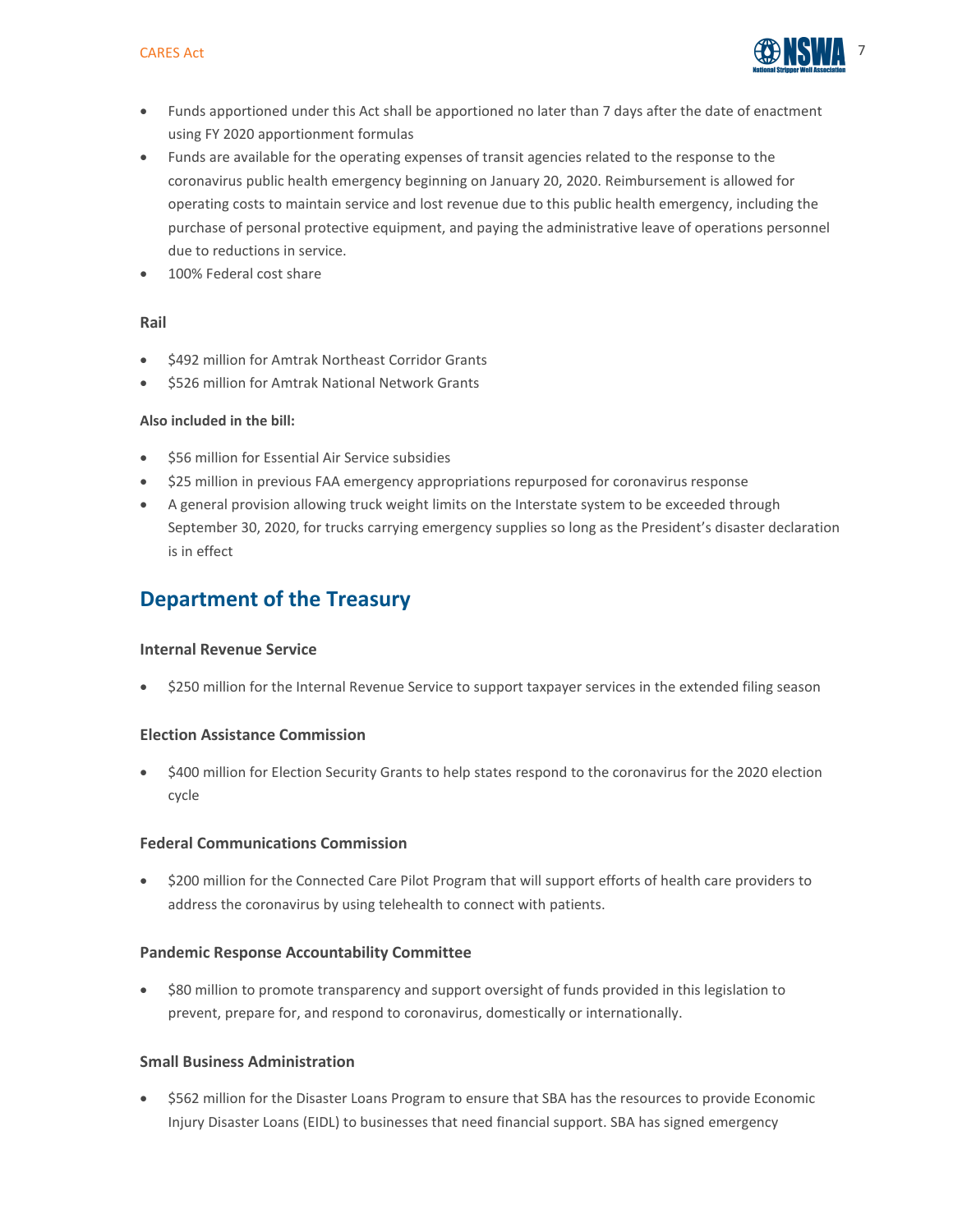- Funds apportioned under this Act shall be apportioned no later than 7 days after the date of enactment using FY 2020 apportionment formulas
- Funds are available for the operating expenses of transit agencies related to the response to the coronavirus public health emergency beginning on January 20, 2020. Reimbursement is allowed for operating costs to maintain service and lost revenue due to this public health emergency, including the purchase of personal protective equipment, and paying the administrative leave of operations personnel due to reductions in service.
- 100% Federal cost share

### Rail

- $492 million for Amtrak Northeast Corridor Grants
- $526 million for Amtrak National Network Grants

**Also included in the bill:**

- $56 million for Essential Air Service subsidies
- $25 million in previous FAA emergency appropriations repurposed for coronavirus response
- A general provision allowing truck weight limits on the Interstate system to be exceeded through September 30, 2020, for trucks carrying emergency supplies so long as the President's disaster declaration is in effect

## Department of the Treasury

### Internal Revenue Service

- $250 million for the Internal Revenue Service to support taxpayer services in the extended filing season

### Election Assistance Commission

- $400 million for Election Security Grants to help states respond to the coronavirus for the 2020 election cycle

### Federal Communications Commission

- $200 million for the Connected Care Pilot Program that will support efforts of health care providers to address the coronavirus by using telehealth to connect with patients.

### Pandemic Response Accountability Committee

- $80 million to promote transparency and support oversight of funds provided in this legislation to prevent, prepare for, and respond to coronavirus, domestically or internationally.

### Small Business Administration

- $562 million for the Disaster Loans Program to ensure that SBA has the resources to provide Economic Injury Disaster Loans (EIDL) to businesses that need financial support. SBA has signed emergency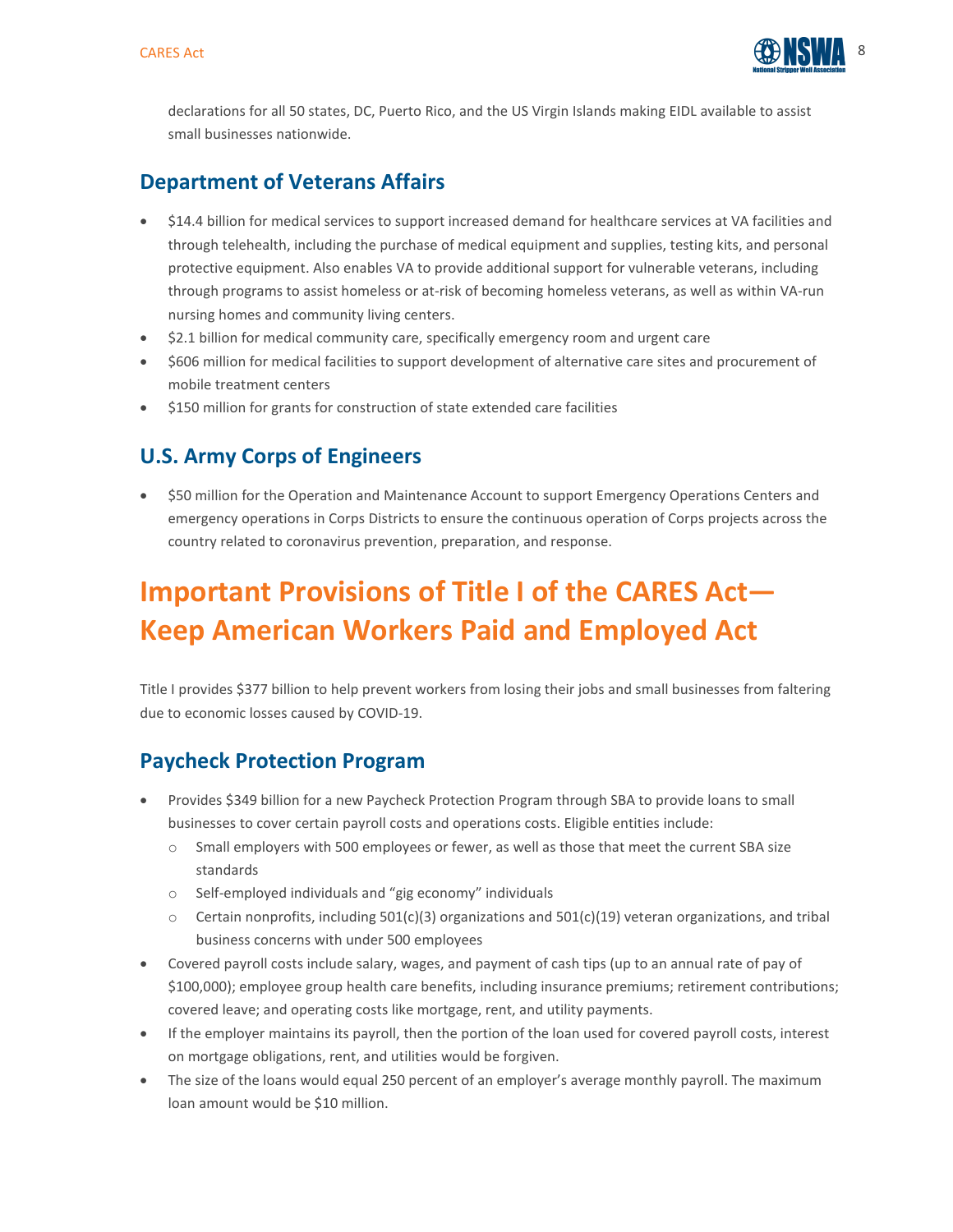declarations for all 50 states, DC, Puerto Rico, and the US Virgin Islands making EIDL available to assist small businesses nationwide.

## Department of Veterans Affairs

- $14.4 billion for medical services to support increased demand for healthcare services at VA facilities and through telehealth, including the purchase of medical equipment and supplies, testing kits, and personal protective equipment. Also enables VA to provide additional support for vulnerable veterans, including through programs to assist homeless or at-risk of becoming homeless veterans, as well as within VA-run nursing homes and community living centers.
- $2.1 billion for medical community care, specifically emergency room and urgent care
- $606 million for medical facilities to support development of alternative care sites and procurement of mobile treatment centers
- $150 million for grants for construction of state extended care facilities

## U.S. Army Corps of Engineers

- $50 million for the Operation and Maintenance Account to support Emergency Operations Centers and emergency operations in Corps Districts to ensure the continuous operation of Corps projects across the country related to coronavirus prevention, preparation, and response.

# Important Provisions of Title I of the CARES Act—Keep American Workers Paid and Employed Act

Title I provides $377 billion to help prevent workers from losing their jobs and small businesses from faltering due to economic losses caused by COVID-19.

## Paycheck Protection Program

- Provides $349 billion for a new Paycheck Protection Program through SBA to provide loans to small businesses to cover certain payroll costs and operations costs. Eligible entities include:
  - Small employers with 500 employees or fewer, as well as those that meet the current SBA size standards
  - Self-employed individuals and "gig economy" individuals
  - Certain nonprofits, including 501(c)(3) organizations and 501(c)(19) veteran organizations, and tribal business concerns with under 500 employees
- Covered payroll costs include salary, wages, and payment of cash tips (up to an annual rate of pay of $100,000); employee group health care benefits, including insurance premiums; retirement contributions; covered leave; and operating costs like mortgage, rent, and utility payments.
- If the employer maintains its payroll, then the portion of the loan used for covered payroll costs, interest on mortgage obligations, rent, and utilities would be forgiven.
- The size of the loans would equal 250 percent of an employer's average monthly payroll. The maximum loan amount would be $10 million.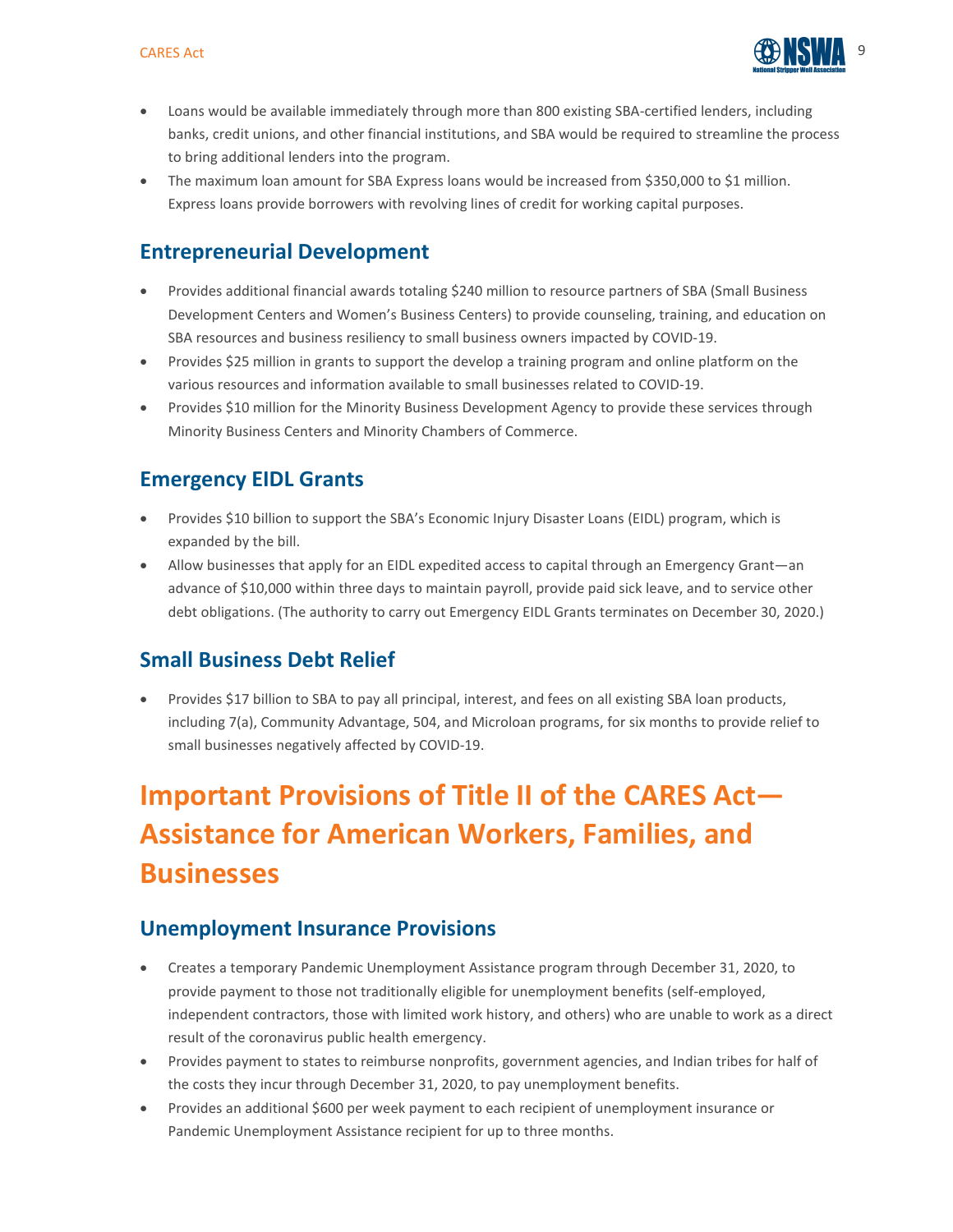- Loans would be available immediately through more than 800 existing SBA-certified lenders, including banks, credit unions, and other financial institutions, and SBA would be required to streamline the process to bring additional lenders into the program.
- The maximum loan amount for SBA Express loans would be increased from $350,000 to $1 million. Express loans provide borrowers with revolving lines of credit for working capital purposes.

## Entrepreneurial Development

- Provides additional financial awards totaling $240 million to resource partners of SBA (Small Business Development Centers and Women's Business Centers) to provide counseling, training, and education on SBA resources and business resiliency to small business owners impacted by COVID-19.
- Provides $25 million in grants to support the develop a training program and online platform on the various resources and information available to small businesses related to COVID-19.
- Provides $10 million for the Minority Business Development Agency to provide these services through Minority Business Centers and Minority Chambers of Commerce.

## Emergency EIDL Grants

- Provides $10 billion to support the SBA's Economic Injury Disaster Loans (EIDL) program, which is expanded by the bill.
- Allow businesses that apply for an EIDL expedited access to capital through an Emergency Grant—an advance of $10,000 within three days to maintain payroll, provide paid sick leave, and to service other debt obligations. (The authority to carry out Emergency EIDL Grants terminates on December 30, 2020.)

## Small Business Debt Relief

- Provides $17 billion to SBA to pay all principal, interest, and fees on all existing SBA loan products, including 7(a), Community Advantage, 504, and Microloan programs, for six months to provide relief to small businesses negatively affected by COVID-19.

# Important Provisions of Title II of the CARES Act—Assistance for American Workers, Families, and Businesses

## Unemployment Insurance Provisions

- Creates a temporary Pandemic Unemployment Assistance program through December 31, 2020, to provide payment to those not traditionally eligible for unemployment benefits (self-employed, independent contractors, those with limited work history, and others) who are unable to work as a direct result of the coronavirus public health emergency.
- Provides payment to states to reimburse nonprofits, government agencies, and Indian tribes for half of the costs they incur through December 31, 2020, to pay unemployment benefits.
- Provides an additional $600 per week payment to each recipient of unemployment insurance or Pandemic Unemployment Assistance recipient for up to three months.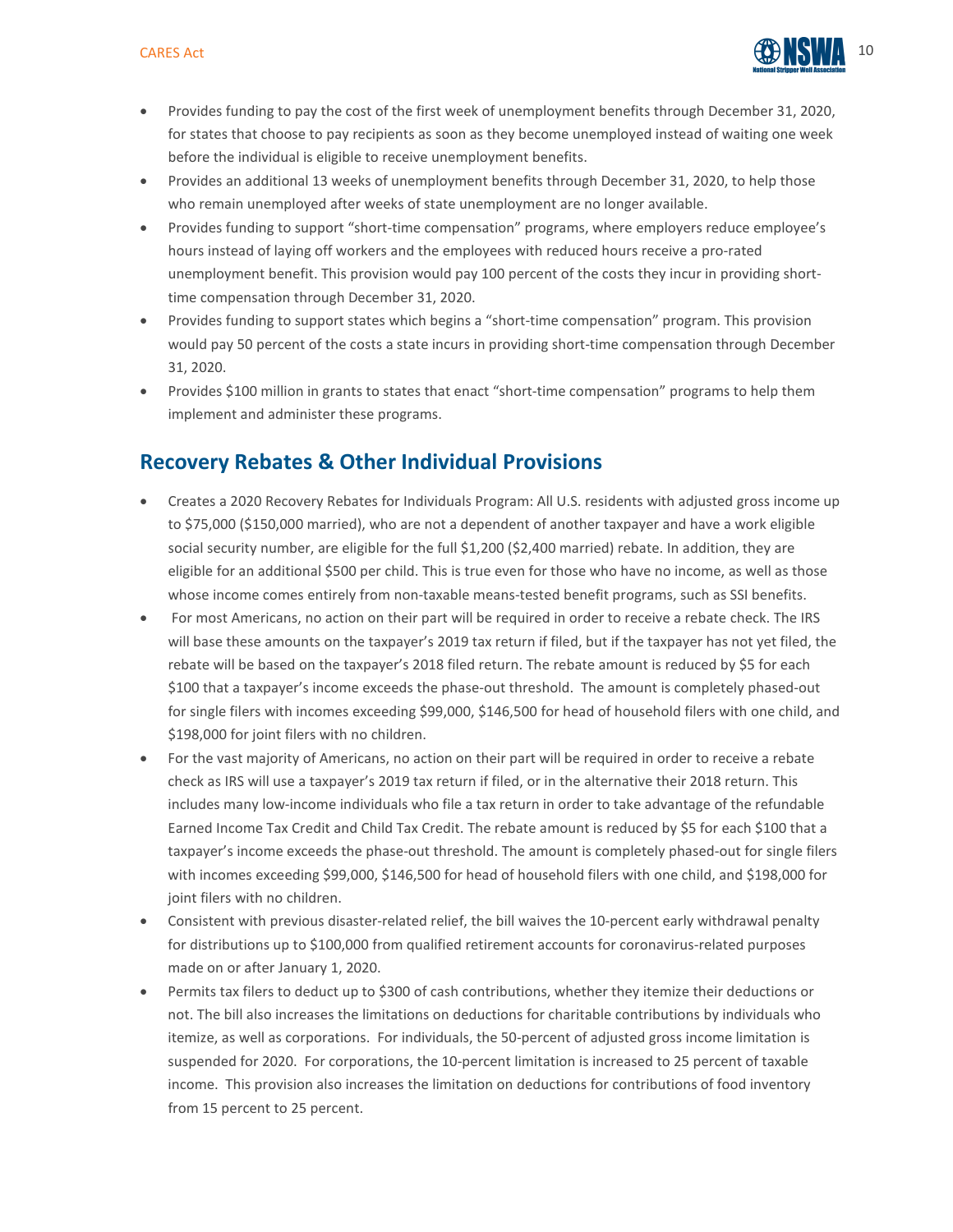- Provides funding to pay the cost of the first week of unemployment benefits through December 31, 2020, for states that choose to pay recipients as soon as they become unemployed instead of waiting one week before the individual is eligible to receive unemployment benefits.
- Provides an additional 13 weeks of unemployment benefits through December 31, 2020, to help those who remain unemployed after weeks of state unemployment are no longer available.
- Provides funding to support "short-time compensation" programs, where employers reduce employee's hours instead of laying off workers and the employees with reduced hours receive a pro-rated unemployment benefit. This provision would pay 100 percent of the costs they incur in providing short-time compensation through December 31, 2020.
- Provides funding to support states which begins a "short-time compensation" program. This provision would pay 50 percent of the costs a state incurs in providing short-time compensation through December 31, 2020.
- Provides $100 million in grants to states that enact "short-time compensation" programs to help them implement and administer these programs.

## Recovery Rebates & Other Individual Provisions

- Creates a 2020 Recovery Rebates for Individuals Program: All U.S. residents with adjusted gross income up to $75,000 ($150,000 married), who are not a dependent of another taxpayer and have a work eligible social security number, are eligible for the full $1,200 ($2,400 married) rebate. In addition, they are eligible for an additional $500 per child. This is true even for those who have no income, as well as those whose income comes entirely from non-taxable means-tested benefit programs, such as SSI benefits.
- For most Americans, no action on their part will be required in order to receive a rebate check. The IRS will base these amounts on the taxpayer's 2019 tax return if filed, but if the taxpayer has not yet filed, the rebate will be based on the taxpayer's 2018 filed return. The rebate amount is reduced by $5 for each $100 that a taxpayer's income exceeds the phase-out threshold. The amount is completely phased-out for single filers with incomes exceeding $99,000, $146,500 for head of household filers with one child, and $198,000 for joint filers with no children.
- For the vast majority of Americans, no action on their part will be required in order to receive a rebate check as IRS will use a taxpayer's 2019 tax return if filed, or in the alternative their 2018 return. This includes many low-income individuals who file a tax return in order to take advantage of the refundable Earned Income Tax Credit and Child Tax Credit. The rebate amount is reduced by $5 for each $100 that a taxpayer's income exceeds the phase-out threshold. The amount is completely phased-out for single filers with incomes exceeding $99,000, $146,500 for head of household filers with one child, and $198,000 for joint filers with no children.
- Consistent with previous disaster-related relief, the bill waives the 10-percent early withdrawal penalty for distributions up to $100,000 from qualified retirement accounts for coronavirus-related purposes made on or after January 1, 2020.
- Permits tax filers to deduct up to $300 of cash contributions, whether they itemize their deductions or not. The bill also increases the limitations on deductions for charitable contributions by individuals who itemize, as well as corporations. For individuals, the 50-percent of adjusted gross income limitation is suspended for 2020. For corporations, the 10-percent limitation is increased to 25 percent of taxable income. This provision also increases the limitation on deductions for contributions of food inventory from 15 percent to 25 percent.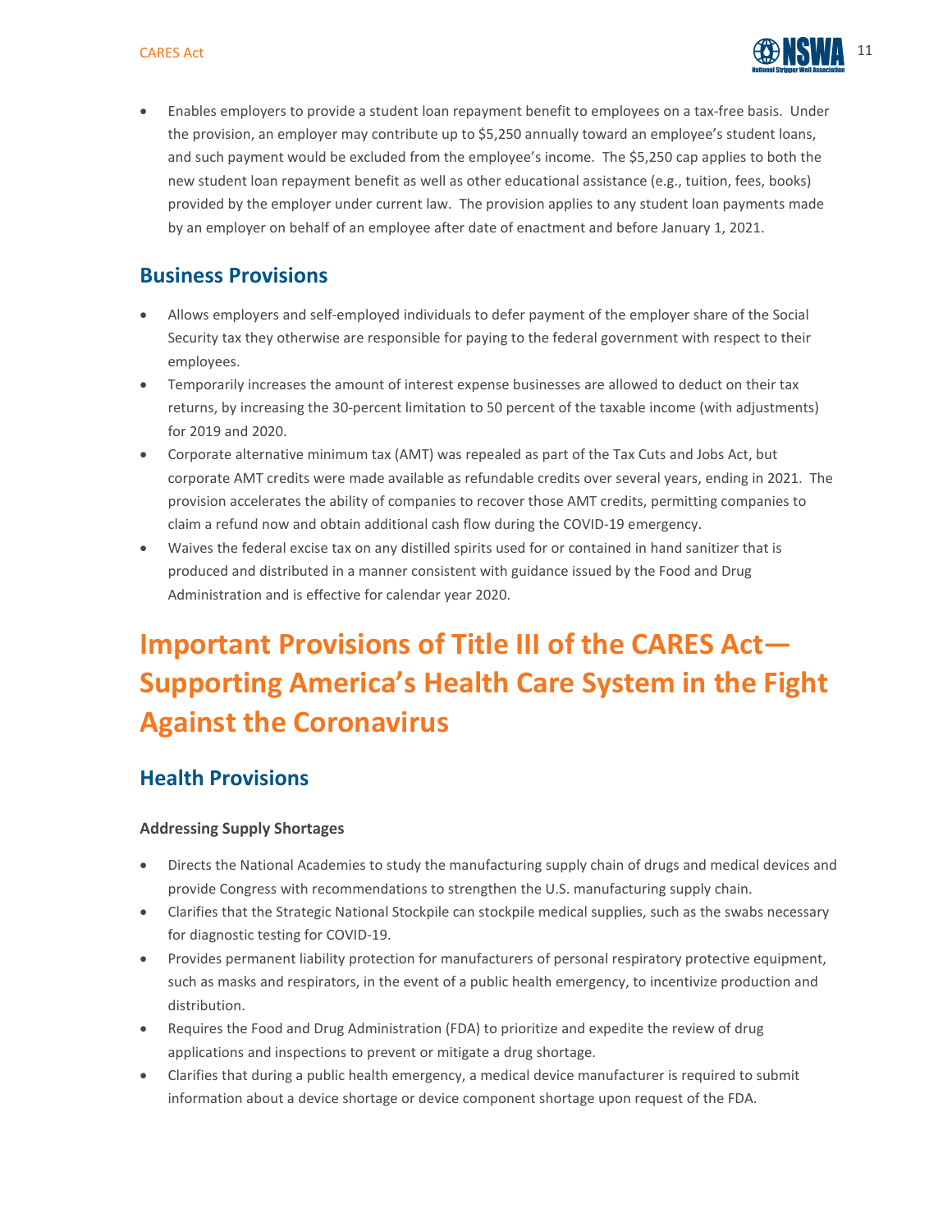- Enables employers to provide a student loan repayment benefit to employees on a tax-free basis. Under the provision, an employer may contribute up to $5,250 annually toward an employee's student loans, and such payment would be excluded from the employee's income. The $5,250 cap applies to both the new student loan repayment benefit as well as other educational assistance (e.g., tuition, fees, books) provided by the employer under current law. The provision applies to any student loan payments made by an employer on behalf of an employee after date of enactment and before January 1, 2021.

## Business Provisions

- Allows employers and self-employed individuals to defer payment of the employer share of the Social Security tax they otherwise are responsible for paying to the federal government with respect to their employees.
- Temporarily increases the amount of interest expense businesses are allowed to deduct on their tax returns, by increasing the 30-percent limitation to 50 percent of the taxable income (with adjustments) for 2019 and 2020.
- Corporate alternative minimum tax (AMT) was repealed as part of the Tax Cuts and Jobs Act, but corporate AMT credits were made available as refundable credits over several years, ending in 2021. The provision accelerates the ability of companies to recover those AMT credits, permitting companies to claim a refund now and obtain additional cash flow during the COVID-19 emergency.
- Waives the federal excise tax on any distilled spirits used for or contained in hand sanitizer that is produced and distributed in a manner consistent with guidance issued by the Food and Drug Administration and is effective for calendar year 2020.

# Important Provisions of Title III of the CARES Act—Supporting America's Health Care System in the Fight Against the Coronavirus

## Health Provisions

**Addressing Supply Shortages**

- Directs the National Academies to study the manufacturing supply chain of drugs and medical devices and provide Congress with recommendations to strengthen the U.S. manufacturing supply chain.
- Clarifies that the Strategic National Stockpile can stockpile medical supplies, such as the swabs necessary for diagnostic testing for COVID-19.
- Provides permanent liability protection for manufacturers of personal respiratory protective equipment, such as masks and respirators, in the event of a public health emergency, to incentivize production and distribution.
- Requires the Food and Drug Administration (FDA) to prioritize and expedite the review of drug applications and inspections to prevent or mitigate a drug shortage.
- Clarifies that during a public health emergency, a medical device manufacturer is required to submit information about a device shortage or device component shortage upon request of the FDA.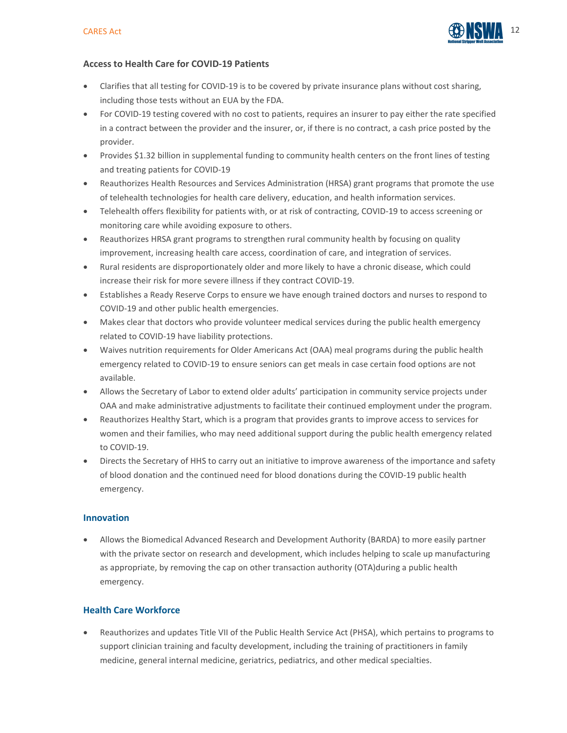### Access to Health Care for COVID-19 Patients

- Clarifies that all testing for COVID-19 is to be covered by private insurance plans without cost sharing, including those tests without an EUA by the FDA.
- For COVID-19 testing covered with no cost to patients, requires an insurer to pay either the rate specified in a contract between the provider and the insurer, or, if there is no contract, a cash price posted by the provider.
- Provides $1.32 billion in supplemental funding to community health centers on the front lines of testing and treating patients for COVID-19
- Reauthorizes Health Resources and Services Administration (HRSA) grant programs that promote the use of telehealth technologies for health care delivery, education, and health information services.
- Telehealth offers flexibility for patients with, or at risk of contracting, COVID-19 to access screening or monitoring care while avoiding exposure to others.
- Reauthorizes HRSA grant programs to strengthen rural community health by focusing on quality improvement, increasing health care access, coordination of care, and integration of services.
- Rural residents are disproportionately older and more likely to have a chronic disease, which could increase their risk for more severe illness if they contract COVID-19.
- Establishes a Ready Reserve Corps to ensure we have enough trained doctors and nurses to respond to COVID-19 and other public health emergencies.
- Makes clear that doctors who provide volunteer medical services during the public health emergency related to COVID-19 have liability protections.
- Waives nutrition requirements for Older Americans Act (OAA) meal programs during the public health emergency related to COVID-19 to ensure seniors can get meals in case certain food options are not available.
- Allows the Secretary of Labor to extend older adults' participation in community service projects under OAA and make administrative adjustments to facilitate their continued employment under the program.
- Reauthorizes Healthy Start, which is a program that provides grants to improve access to services for women and their families, who may need additional support during the public health emergency related to COVID-19.
- Directs the Secretary of HHS to carry out an initiative to improve awareness of the importance and safety of blood donation and the continued need for blood donations during the COVID-19 public health emergency.

### Innovation

- Allows the Biomedical Advanced Research and Development Authority (BARDA) to more easily partner with the private sector on research and development, which includes helping to scale up manufacturing as appropriate, by removing the cap on other transaction authority (OTA)during a public health emergency.

### Health Care Workforce

- Reauthorizes and updates Title VII of the Public Health Service Act (PHSA), which pertains to programs to support clinician training and faculty development, including the training of practitioners in family medicine, general internal medicine, geriatrics, pediatrics, and other medical specialties.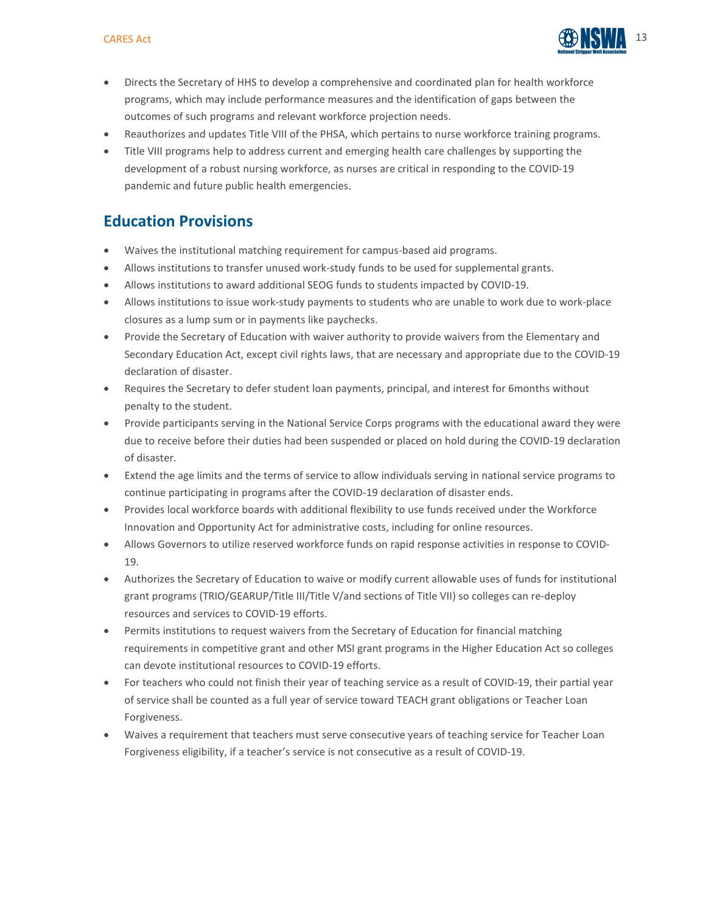- Directs the Secretary of HHS to develop a comprehensive and coordinated plan for health workforce programs, which may include performance measures and the identification of gaps between the outcomes of such programs and relevant workforce projection needs.
- Reauthorizes and updates Title VIII of the PHSA, which pertains to nurse workforce training programs.
- Title VIII programs help to address current and emerging health care challenges by supporting the development of a robust nursing workforce, as nurses are critical in responding to the COVID-19 pandemic and future public health emergencies.

## Education Provisions

- Waives the institutional matching requirement for campus-based aid programs.
- Allows institutions to transfer unused work-study funds to be used for supplemental grants.
- Allows institutions to award additional SEOG funds to students impacted by COVID-19.
- Allows institutions to issue work-study payments to students who are unable to work due to work-place closures as a lump sum or in payments like paychecks.
- Provide the Secretary of Education with waiver authority to provide waivers from the Elementary and Secondary Education Act, except civil rights laws, that are necessary and appropriate due to the COVID-19 declaration of disaster.
- Requires the Secretary to defer student loan payments, principal, and interest for 6months without penalty to the student.
- Provide participants serving in the National Service Corps programs with the educational award they were due to receive before their duties had been suspended or placed on hold during the COVID-19 declaration of disaster.
- Extend the age limits and the terms of service to allow individuals serving in national service programs to continue participating in programs after the COVID-19 declaration of disaster ends.
- Provides local workforce boards with additional flexibility to use funds received under the Workforce Innovation and Opportunity Act for administrative costs, including for online resources.
- Allows Governors to utilize reserved workforce funds on rapid response activities in response to COVID-19.
- Authorizes the Secretary of Education to waive or modify current allowable uses of funds for institutional grant programs (TRIO/GEARUP/Title III/Title V/and sections of Title VII) so colleges can re-deploy resources and services to COVID-19 efforts.
- Permits institutions to request waivers from the Secretary of Education for financial matching requirements in competitive grant and other MSI grant programs in the Higher Education Act so colleges can devote institutional resources to COVID-19 efforts.
- For teachers who could not finish their year of teaching service as a result of COVID-19, their partial year of service shall be counted as a full year of service toward TEACH grant obligations or Teacher Loan Forgiveness.
- Waives a requirement that teachers must serve consecutive years of teaching service for Teacher Loan Forgiveness eligibility, if a teacher's service is not consecutive as a result of COVID-19.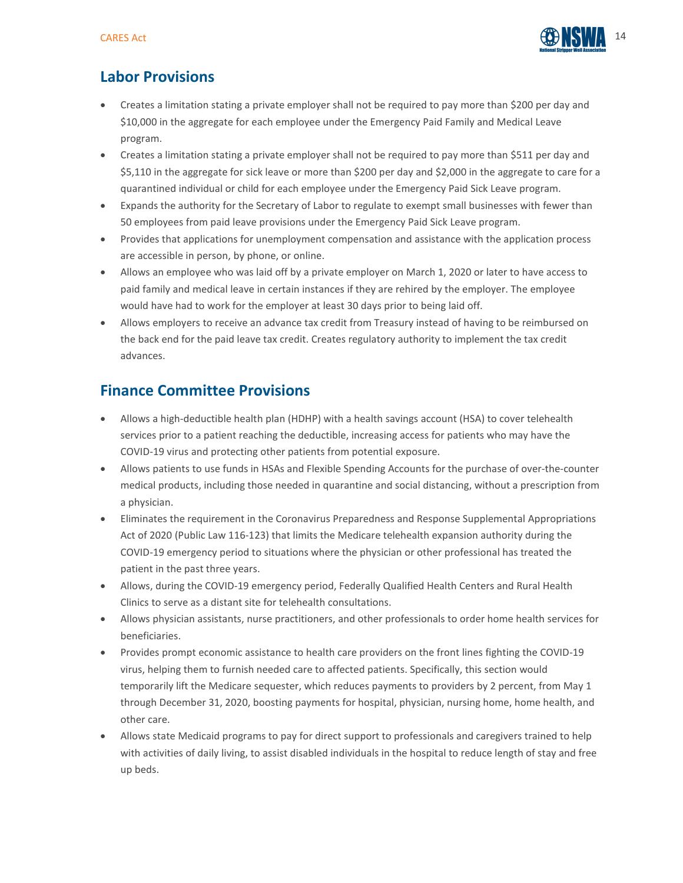## Labor Provisions

- Creates a limitation stating a private employer shall not be required to pay more than $200 per day and $10,000 in the aggregate for each employee under the Emergency Paid Family and Medical Leave program.
- Creates a limitation stating a private employer shall not be required to pay more than $511 per day and $5,110 in the aggregate for sick leave or more than $200 per day and $2,000 in the aggregate to care for a quarantined individual or child for each employee under the Emergency Paid Sick Leave program.
- Expands the authority for the Secretary of Labor to regulate to exempt small businesses with fewer than 50 employees from paid leave provisions under the Emergency Paid Sick Leave program.
- Provides that applications for unemployment compensation and assistance with the application process are accessible in person, by phone, or online.
- Allows an employee who was laid off by a private employer on March 1, 2020 or later to have access to paid family and medical leave in certain instances if they are rehired by the employer. The employee would have had to work for the employer at least 30 days prior to being laid off.
- Allows employers to receive an advance tax credit from Treasury instead of having to be reimbursed on the back end for the paid leave tax credit. Creates regulatory authority to implement the tax credit advances.

## Finance Committee Provisions

- Allows a high-deductible health plan (HDHP) with a health savings account (HSA) to cover telehealth services prior to a patient reaching the deductible, increasing access for patients who may have the COVID-19 virus and protecting other patients from potential exposure.
- Allows patients to use funds in HSAs and Flexible Spending Accounts for the purchase of over-the-counter medical products, including those needed in quarantine and social distancing, without a prescription from a physician.
- Eliminates the requirement in the Coronavirus Preparedness and Response Supplemental Appropriations Act of 2020 (Public Law 116-123) that limits the Medicare telehealth expansion authority during the COVID-19 emergency period to situations where the physician or other professional has treated the patient in the past three years.
- Allows, during the COVID-19 emergency period, Federally Qualified Health Centers and Rural Health Clinics to serve as a distant site for telehealth consultations.
- Allows physician assistants, nurse practitioners, and other professionals to order home health services for beneficiaries.
- Provides prompt economic assistance to health care providers on the front lines fighting the COVID-19 virus, helping them to furnish needed care to affected patients. Specifically, this section would temporarily lift the Medicare sequester, which reduces payments to providers by 2 percent, from May 1 through December 31, 2020, boosting payments for hospital, physician, nursing home, home health, and other care.
- Allows state Medicaid programs to pay for direct support to professionals and caregivers trained to help with activities of daily living, to assist disabled individuals in the hospital to reduce length of stay and free up beds.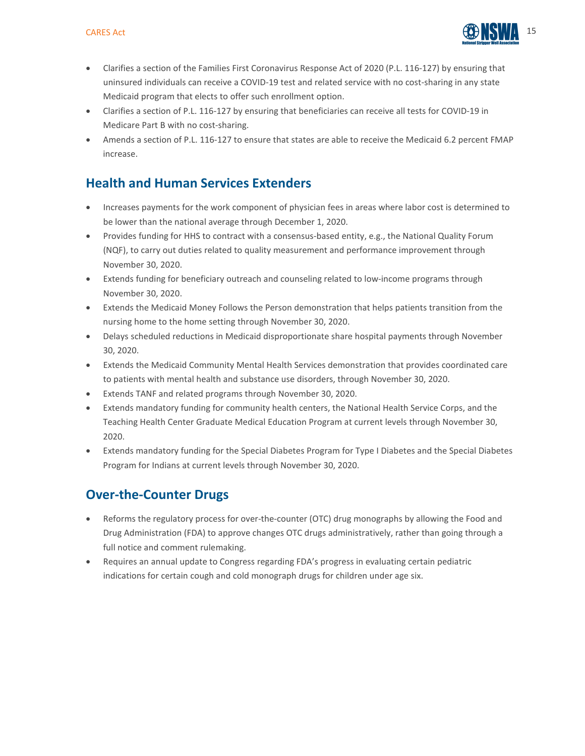- Clarifies a section of the Families First Coronavirus Response Act of 2020 (P.L. 116-127) by ensuring that uninsured individuals can receive a COVID-19 test and related service with no cost-sharing in any state Medicaid program that elects to offer such enrollment option.
- Clarifies a section of P.L. 116-127 by ensuring that beneficiaries can receive all tests for COVID-19 in Medicare Part B with no cost-sharing.
- Amends a section of P.L. 116-127 to ensure that states are able to receive the Medicaid 6.2 percent FMAP increase.

## Health and Human Services Extenders

- Increases payments for the work component of physician fees in areas where labor cost is determined to be lower than the national average through December 1, 2020.
- Provides funding for HHS to contract with a consensus-based entity, e.g., the National Quality Forum (NQF), to carry out duties related to quality measurement and performance improvement through November 30, 2020.
- Extends funding for beneficiary outreach and counseling related to low-income programs through November 30, 2020.
- Extends the Medicaid Money Follows the Person demonstration that helps patients transition from the nursing home to the home setting through November 30, 2020.
- Delays scheduled reductions in Medicaid disproportionate share hospital payments through November 30, 2020.
- Extends the Medicaid Community Mental Health Services demonstration that provides coordinated care to patients with mental health and substance use disorders, through November 30, 2020.
- Extends TANF and related programs through November 30, 2020.
- Extends mandatory funding for community health centers, the National Health Service Corps, and the Teaching Health Center Graduate Medical Education Program at current levels through November 30, 2020.
- Extends mandatory funding for the Special Diabetes Program for Type I Diabetes and the Special Diabetes Program for Indians at current levels through November 30, 2020.

## Over-the-Counter Drugs

- Reforms the regulatory process for over-the-counter (OTC) drug monographs by allowing the Food and Drug Administration (FDA) to approve changes OTC drugs administratively, rather than going through a full notice and comment rulemaking.
- Requires an annual update to Congress regarding FDA's progress in evaluating certain pediatric indications for certain cough and cold monograph drugs for children under age six.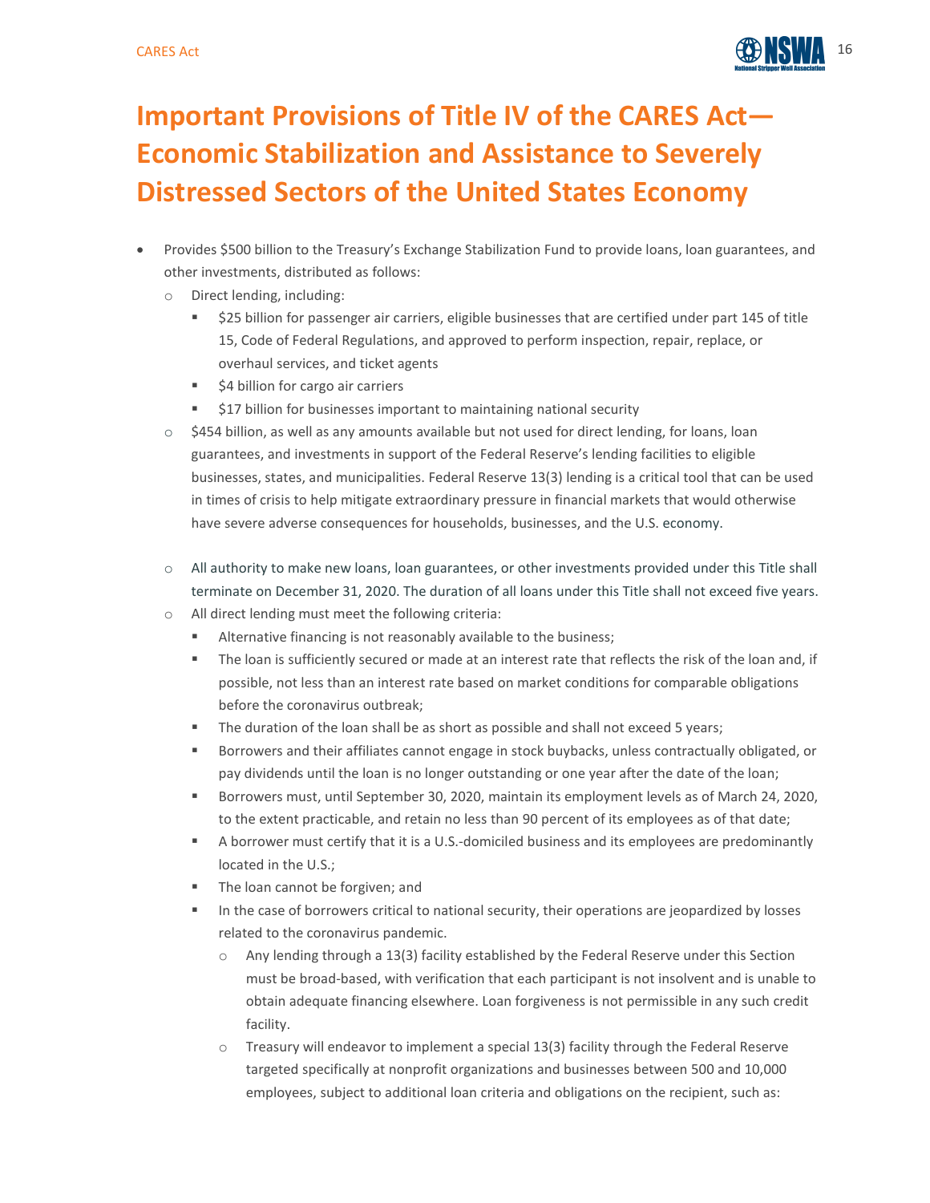# Important Provisions of Title IV of the CARES Act—Economic Stabilization and Assistance to Severely Distressed Sectors of the United States Economy

- Provides $500 billion to the Treasury's Exchange Stabilization Fund to provide loans, loan guarantees, and other investments, distributed as follows:
  - Direct lending, including:
    - $25 billion for passenger air carriers, eligible businesses that are certified under part 145 of title 15, Code of Federal Regulations, and approved to perform inspection, repair, replace, or overhaul services, and ticket agents
    - $4 billion for cargo air carriers
    - $17 billion for businesses important to maintaining national security
  - $454 billion, as well as any amounts available but not used for direct lending, for loans, loan guarantees, and investments in support of the Federal Reserve's lending facilities to eligible businesses, states, and municipalities. Federal Reserve 13(3) lending is a critical tool that can be used in times of crisis to help mitigate extraordinary pressure in financial markets that would otherwise have severe adverse consequences for households, businesses, and the U.S. economy.

  - All authority to make new loans, loan guarantees, or other investments provided under this Title shall terminate on December 31, 2020. The duration of all loans under this Title shall not exceed five years.
  - All direct lending must meet the following criteria:
    - Alternative financing is not reasonably available to the business;
    - The loan is sufficiently secured or made at an interest rate that reflects the risk of the loan and, if possible, not less than an interest rate based on market conditions for comparable obligations before the coronavirus outbreak;
    - The duration of the loan shall be as short as possible and shall not exceed 5 years;
    - Borrowers and their affiliates cannot engage in stock buybacks, unless contractually obligated, or pay dividends until the loan is no longer outstanding or one year after the date of the loan;
    - Borrowers must, until September 30, 2020, maintain its employment levels as of March 24, 2020, to the extent practicable, and retain no less than 90 percent of its employees as of that date;
    - A borrower must certify that it is a U.S.-domiciled business and its employees are predominantly located in the U.S.;
    - The loan cannot be forgiven; and
    - In the case of borrowers critical to national security, their operations are jeopardized by losses related to the coronavirus pandemic.
      - Any lending through a 13(3) facility established by the Federal Reserve under this Section must be broad-based, with verification that each participant is not insolvent and is unable to obtain adequate financing elsewhere. Loan forgiveness is not permissible in any such credit facility.
      - Treasury will endeavor to implement a special 13(3) facility through the Federal Reserve targeted specifically at nonprofit organizations and businesses between 500 and 10,000 employees, subject to additional loan criteria and obligations on the recipient, such as: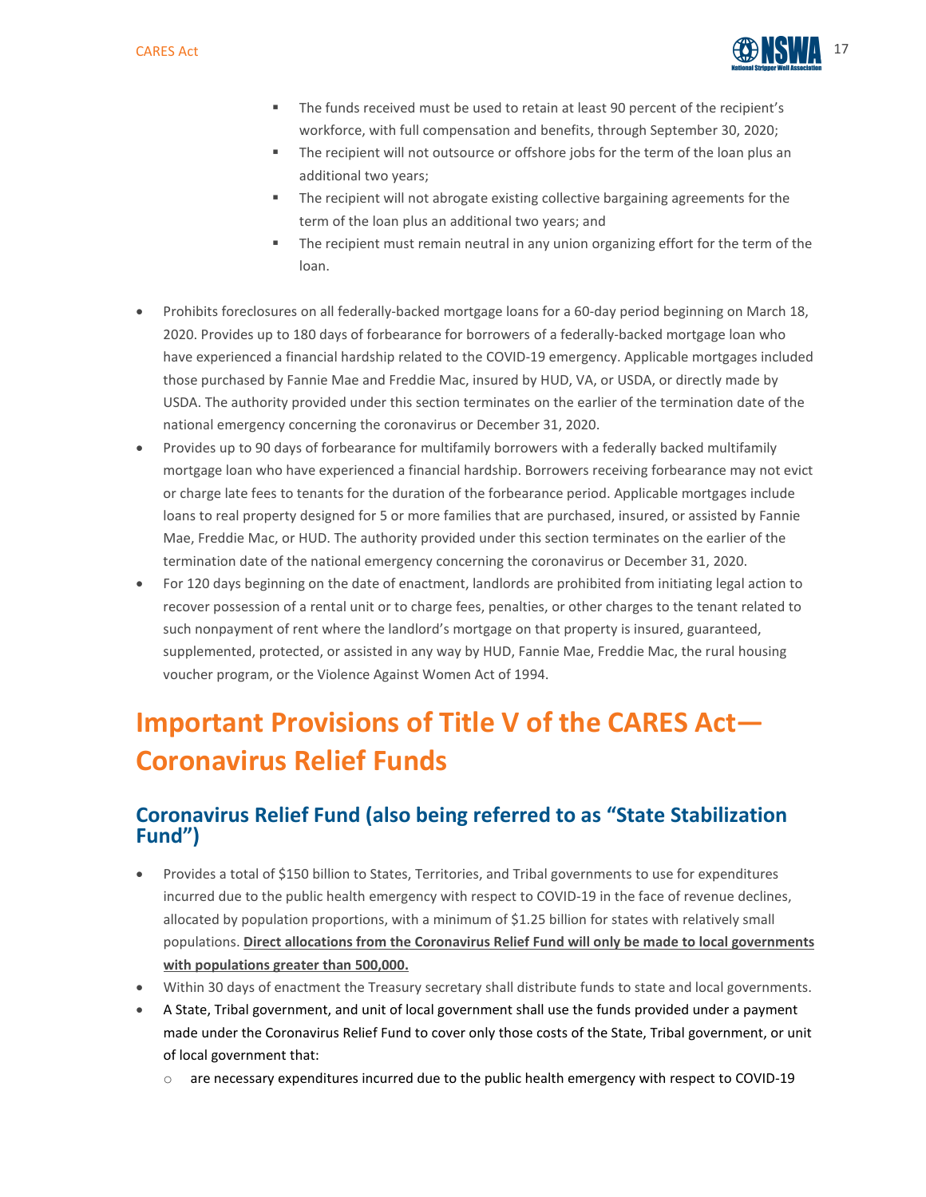- The funds received must be used to retain at least 90 percent of the recipient's workforce, with full compensation and benefits, through September 30, 2020;
    - The recipient will not outsource or offshore jobs for the term of the loan plus an additional two years;
    - The recipient will not abrogate existing collective bargaining agreements for the term of the loan plus an additional two years; and
    - The recipient must remain neutral in any union organizing effort for the term of the loan.

- Prohibits foreclosures on all federally-backed mortgage loans for a 60-day period beginning on March 18, 2020. Provides up to 180 days of forbearance for borrowers of a federally-backed mortgage loan who have experienced a financial hardship related to the COVID-19 emergency. Applicable mortgages included those purchased by Fannie Mae and Freddie Mac, insured by HUD, VA, or USDA, or directly made by USDA. The authority provided under this section terminates on the earlier of the termination date of the national emergency concerning the coronavirus or December 31, 2020.
- Provides up to 90 days of forbearance for multifamily borrowers with a federally backed multifamily mortgage loan who have experienced a financial hardship. Borrowers receiving forbearance may not evict or charge late fees to tenants for the duration of the forbearance period. Applicable mortgages include loans to real property designed for 5 or more families that are purchased, insured, or assisted by Fannie Mae, Freddie Mac, or HUD. The authority provided under this section terminates on the earlier of the termination date of the national emergency concerning the coronavirus or December 31, 2020.
- For 120 days beginning on the date of enactment, landlords are prohibited from initiating legal action to recover possession of a rental unit or to charge fees, penalties, or other charges to the tenant related to such nonpayment of rent where the landlord's mortgage on that property is insured, guaranteed, supplemented, protected, or assisted in any way by HUD, Fannie Mae, Freddie Mac, the rural housing voucher program, or the Violence Against Women Act of 1994.

# Important Provisions of Title V of the CARES Act—Coronavirus Relief Funds

## Coronavirus Relief Fund (also being referred to as "State Stabilization Fund")

- Provides a total of $150 billion to States, Territories, and Tribal governments to use for expenditures incurred due to the public health emergency with respect to COVID-19 in the face of revenue declines, allocated by population proportions, with a minimum of $1.25 billion for states with relatively small populations. **Direct allocations from the Coronavirus Relief Fund will only be made to local governments with populations greater than 500,000.**
- Within 30 days of enactment the Treasury secretary shall distribute funds to state and local governments.
- A State, Tribal government, and unit of local government shall use the funds provided under a payment made under the Coronavirus Relief Fund to cover only those costs of the State, Tribal government, or unit of local government that:
    - are necessary expenditures incurred due to the public health emergency with respect to COVID-19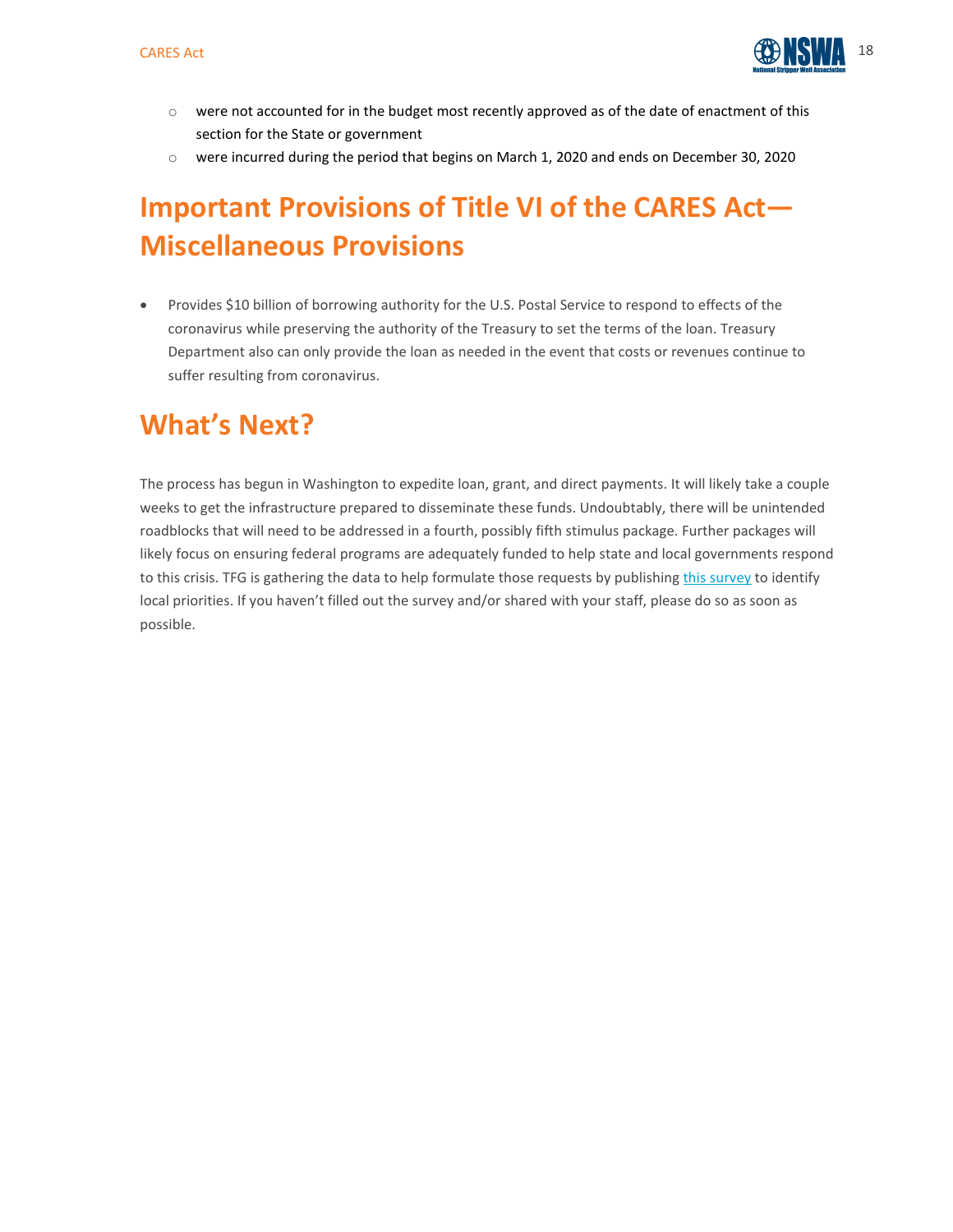- were not accounted for in the budget most recently approved as of the date of enactment of this section for the State or government
- were incurred during the period that begins on March 1, 2020 and ends on December 30, 2020

# Important Provisions of Title VI of the CARES Act—Miscellaneous Provisions

- Provides $10 billion of borrowing authority for the U.S. Postal Service to respond to effects of the coronavirus while preserving the authority of the Treasury to set the terms of the loan. Treasury Department also can only provide the loan as needed in the event that costs or revenues continue to suffer resulting from coronavirus.

# What's Next?

The process has begun in Washington to expedite loan, grant, and direct payments. It will likely take a couple weeks to get the infrastructure prepared to disseminate these funds. Undoubtably, there will be unintended roadblocks that will need to be addressed in a fourth, possibly fifth stimulus package. Further packages will likely focus on ensuring federal programs are adequately funded to help state and local governments respond to this crisis. TFG is gathering the data to help formulate those requests by publishing this survey to identify local priorities. If you haven't filled out the survey and/or shared with your staff, please do so as soon as possible.